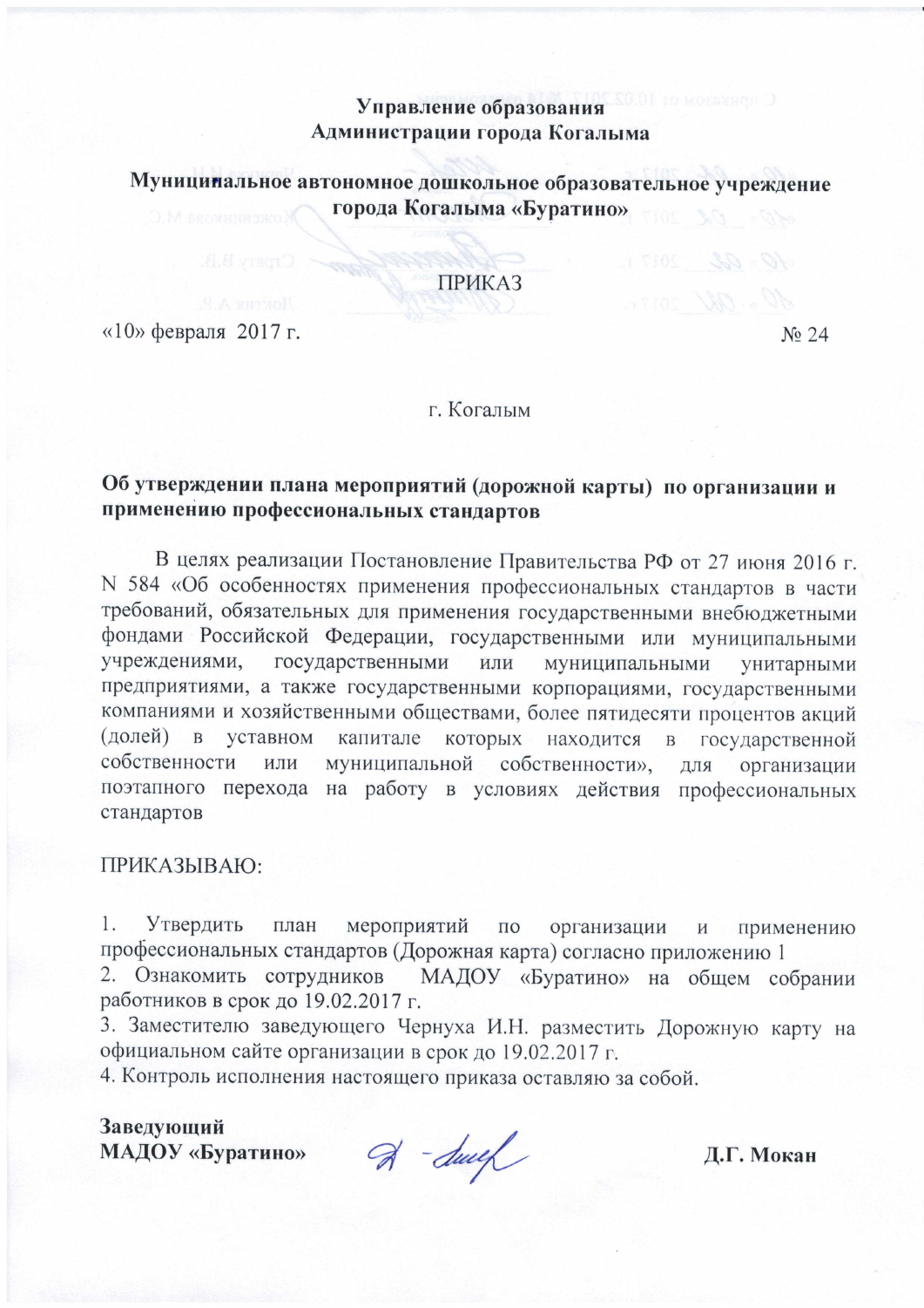**Управление образования**
**Администрации города Когалыма**

**Муниципальное автономное дошкольное образовательное учреждение города Когалыма «Буратино»**

ПРИКАЗ

«10» февраля 2017 г. № 24

г. Когалым

**Об утверждении плана мероприятий (дорожной карты) по организации и применению профессиональных стандартов**

В целях реализации Постановление Правительства РФ от 27 июня 2016 г. N 584 «Об особенностях применения профессиональных стандартов в части требований, обязательных для применения государственными внебюджетными фондами Российской Федерации, государственными или муниципальными учреждениями, государственными или муниципальными унитарными предприятиями, а также государственными корпорациями, государственными компаниями и хозяйственными обществами, более пятидесяти процентов акций (долей) в уставном капитале которых находится в государственной собственности или муниципальной собственности», для организации поэтапного перехода на работу в условиях действия профессиональных стандартов

ПРИКАЗЫВАЮ:

1. Утвердить план мероприятий по организации и применению профессиональных стандартов (Дорожная карта) согласно приложению 1
2. Ознакомить сотрудников МАДОУ «Буратино» на общем собрании работников в срок до 19.02.2017 г.
3. Заместителю заведующего Чернуха И.Н. разместить Дорожную карту на официальном сайте организации в срок до 19.02.2017 г.
4. Контроль исполнения настоящего приказа оставляю за собой.

**Заведующий**
**МАДОУ «Буратино»** **Д.Г. Мокан**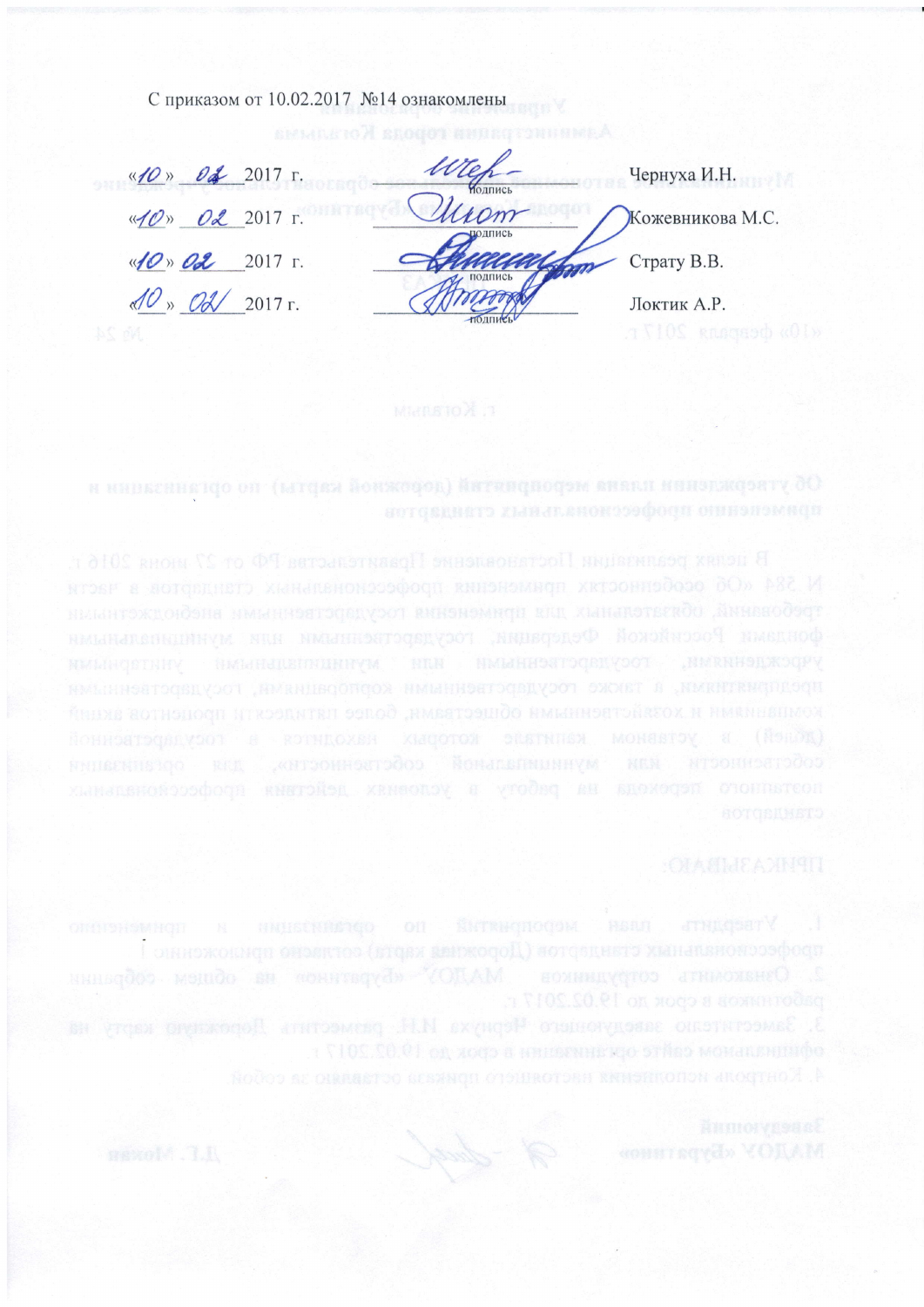С приказом от 10.02.2017 №14 ознакомлены

| | | | |
|---|---|---|---|
| «10» 02 2017 г. | подпись | Чернуха И.Н. |
| «10» 02 2017 г. | подпись | Кожевникова М.С. |
| «10» 02 2017 г. | подпись | Страту В.В. |
| «10» 02 2017 г. | подпись | Локтик А.Р. |